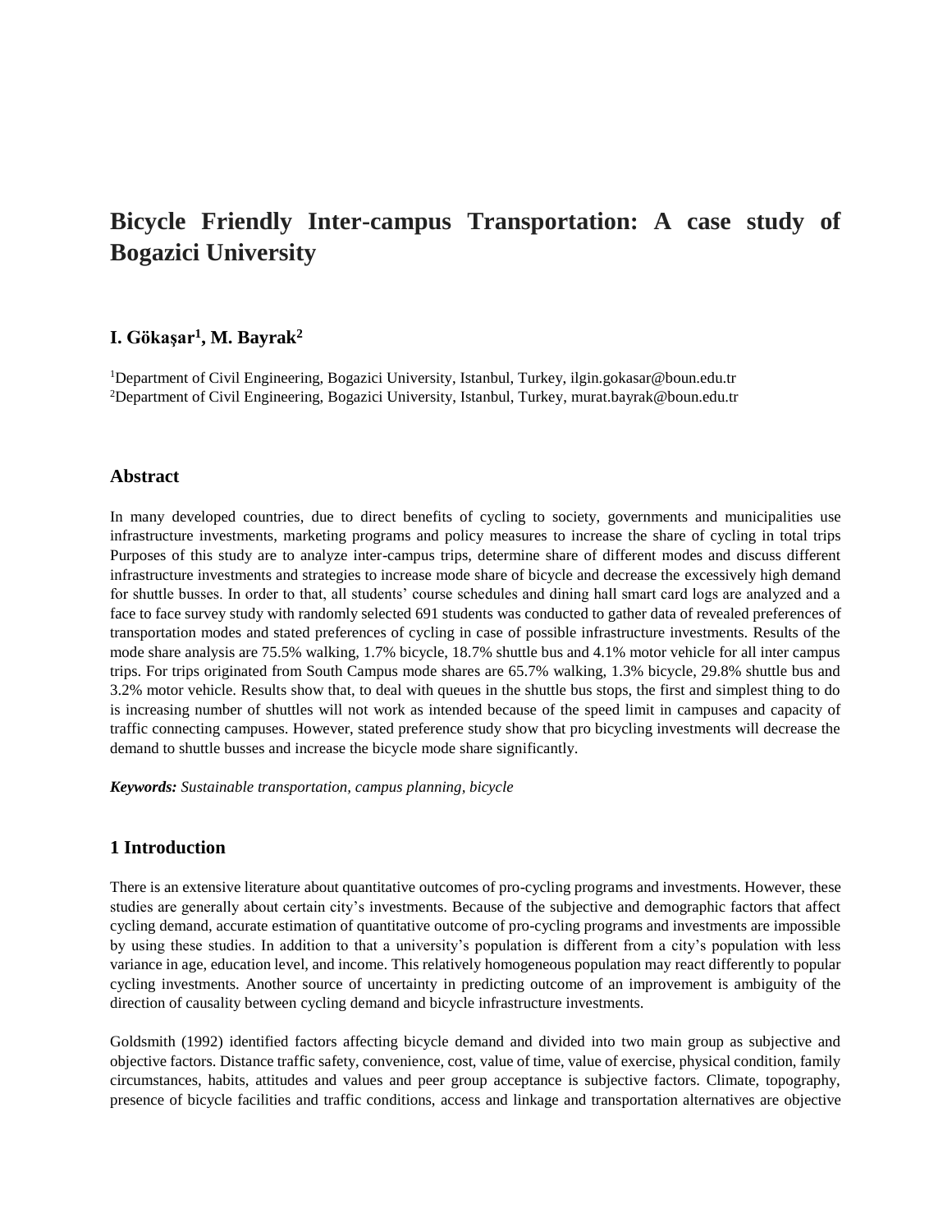# Bicycle Friendly Inter-campus Transportation: A case study of Bogazici University

**I. Gökaşar[1], M. Bayrak[2]**

[1]Department of Civil Engineering, Bogazici University, Istanbul, Turkey, ilgin.gokasar@boun.edu.tr
[2]Department of Civil Engineering, Bogazici University, Istanbul, Turkey, murat.bayrak@boun.edu.tr

## Abstract

In many developed countries, due to direct benefits of cycling to society, governments and municipalities use infrastructure investments, marketing programs and policy measures to increase the share of cycling in total trips Purposes of this study are to analyze inter-campus trips, determine share of different modes and discuss different infrastructure investments and strategies to increase mode share of bicycle and decrease the excessively high demand for shuttle busses. In order to that, all students' course schedules and dining hall smart card logs are analyzed and a face to face survey study with randomly selected 691 students was conducted to gather data of revealed preferences of transportation modes and stated preferences of cycling in case of possible infrastructure investments. Results of the mode share analysis are 75.5% walking, 1.7% bicycle, 18.7% shuttle bus and 4.1% motor vehicle for all inter campus trips. For trips originated from South Campus mode shares are 65.7% walking, 1.3% bicycle, 29.8% shuttle bus and 3.2% motor vehicle. Results show that, to deal with queues in the shuttle bus stops, the first and simplest thing to do is increasing number of shuttles will not work as intended because of the speed limit in campuses and capacity of traffic connecting campuses. However, stated preference study show that pro bicycling investments will decrease the demand to shuttle busses and increase the bicycle mode share significantly.

***Keywords:*** *Sustainable transportation, campus planning, bicycle*

## 1 Introduction

There is an extensive literature about quantitative outcomes of pro-cycling programs and investments. However, these studies are generally about certain city's investments. Because of the subjective and demographic factors that affect cycling demand, accurate estimation of quantitative outcome of pro-cycling programs and investments are impossible by using these studies. In addition to that a university's population is different from a city's population with less variance in age, education level, and income. This relatively homogeneous population may react differently to popular cycling investments. Another source of uncertainty in predicting outcome of an improvement is ambiguity of the direction of causality between cycling demand and bicycle infrastructure investments.

Goldsmith (1992) identified factors affecting bicycle demand and divided into two main group as subjective and objective factors. Distance traffic safety, convenience, cost, value of time, value of exercise, physical condition, family circumstances, habits, attitudes and values and peer group acceptance is subjective factors. Climate, topography, presence of bicycle facilities and traffic conditions, access and linkage and transportation alternatives are objective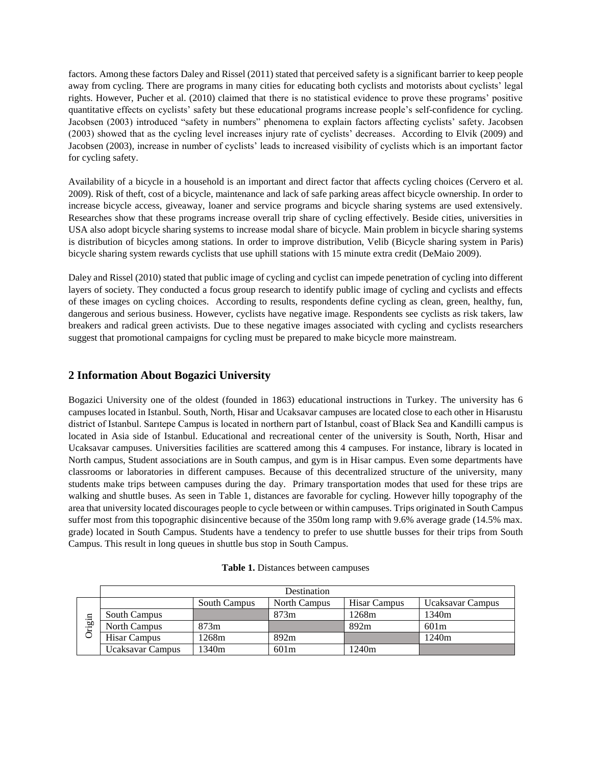factors. Among these factors Daley and Rissel (2011) stated that perceived safety is a significant barrier to keep people away from cycling. There are programs in many cities for educating both cyclists and motorists about cyclists' legal rights. However, Pucher et al. (2010) claimed that there is no statistical evidence to prove these programs' positive quantitative effects on cyclists' safety but these educational programs increase people's self-confidence for cycling. Jacobsen (2003) introduced "safety in numbers" phenomena to explain factors affecting cyclists' safety. Jacobsen (2003) showed that as the cycling level increases injury rate of cyclists' decreases. According to Elvik (2009) and Jacobsen (2003), increase in number of cyclists' leads to increased visibility of cyclists which is an important factor for cycling safety.

Availability of a bicycle in a household is an important and direct factor that affects cycling choices (Cervero et al. 2009). Risk of theft, cost of a bicycle, maintenance and lack of safe parking areas affect bicycle ownership. In order to increase bicycle access, giveaway, loaner and service programs and bicycle sharing systems are used extensively. Researches show that these programs increase overall trip share of cycling effectively. Beside cities, universities in USA also adopt bicycle sharing systems to increase modal share of bicycle. Main problem in bicycle sharing systems is distribution of bicycles among stations. In order to improve distribution, Velib (Bicycle sharing system in Paris) bicycle sharing system rewards cyclists that use uphill stations with 15 minute extra credit (DeMaio 2009).

Daley and Rissel (2010) stated that public image of cycling and cyclist can impede penetration of cycling into different layers of society. They conducted a focus group research to identify public image of cycling and cyclists and effects of these images on cycling choices. According to results, respondents define cycling as clean, green, healthy, fun, dangerous and serious business. However, cyclists have negative image. Respondents see cyclists as risk takers, law breakers and radical green activists. Due to these negative images associated with cycling and cyclists researchers suggest that promotional campaigns for cycling must be prepared to make bicycle more mainstream.

## 2 Information About Bogazici University

Bogazici University one of the oldest (founded in 1863) educational instructions in Turkey. The university has 6 campuses located in Istanbul. South, North, Hisar and Ucaksavar campuses are located close to each other in Hisarustu district of Istanbul. Sarıtepe Campus is located in northern part of Istanbul, coast of Black Sea and Kandilli campus is located in Asia side of Istanbul. Educational and recreational center of the university is South, North, Hisar and Ucaksavar campuses. Universities facilities are scattered among this 4 campuses. For instance, library is located in North campus, Student associations are in South campus, and gym is in Hisar campus. Even some departments have classrooms or laboratories in different campuses. Because of this decentralized structure of the university, many students make trips between campuses during the day. Primary transportation modes that used for these trips are walking and shuttle buses. As seen in Table 1, distances are favorable for cycling. However hilly topography of the area that university located discourages people to cycle between or within campuses. Trips originated in South Campus suffer most from this topographic disincentive because of the 350m long ramp with 9.6% average grade (14.5% max. grade) located in South Campus. Students have a tendency to prefer to use shuttle busses for their trips from South Campus. This result in long queues in shuttle bus stop in South Campus.

**Table 1.** Distances between campuses

| | | Destination | | | |
|---|---|---|---|---|---|
| | | South Campus | North Campus | Hisar Campus | Ucaksavar Campus |
| Origin | South Campus | | 873m | 1268m | 1340m |
| | North Campus | 873m | | 892m | 601m |
| | Hisar Campus | 1268m | 892m | | 1240m |
| | Ucaksavar Campus | 1340m | 601m | 1240m | |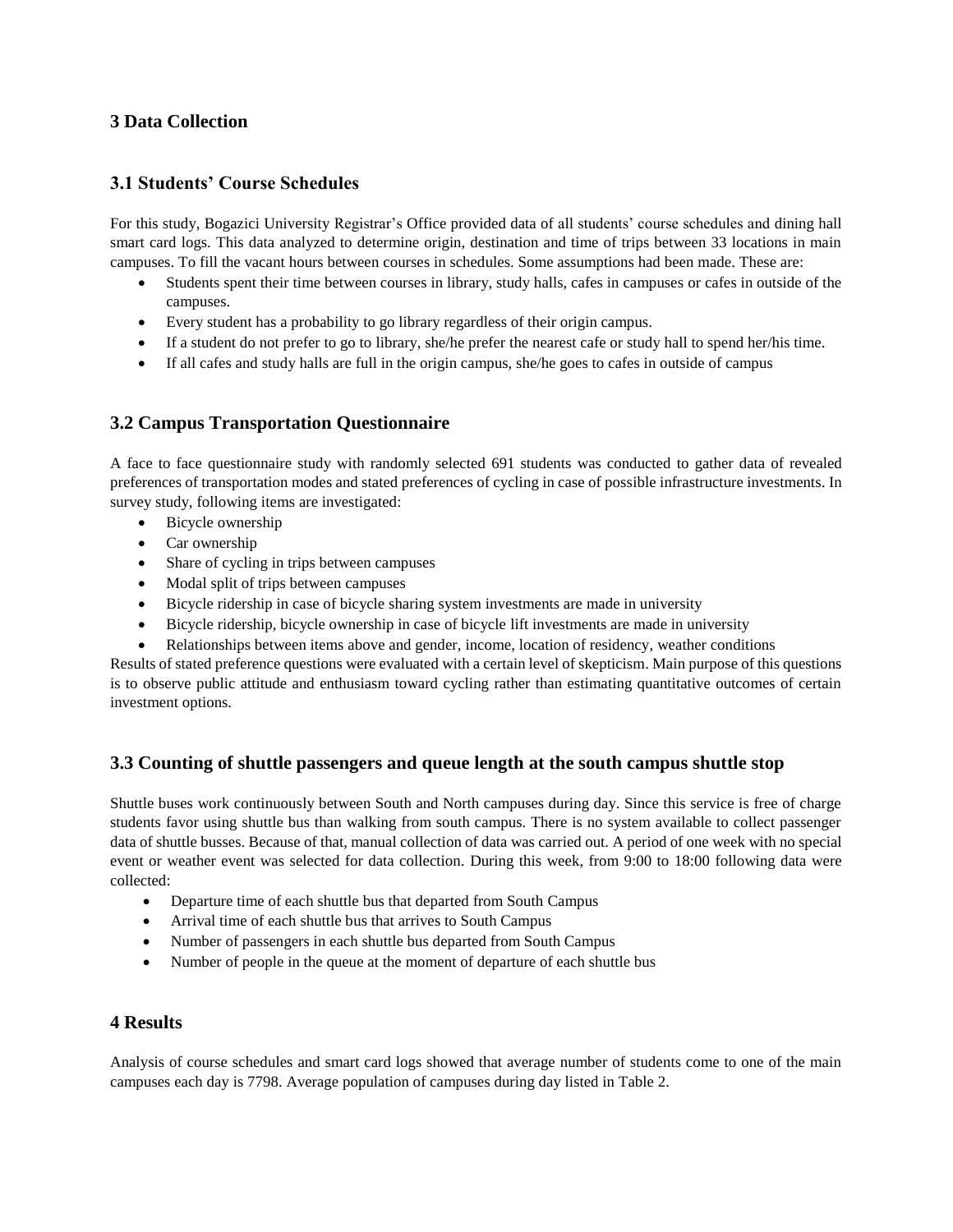## 3 Data Collection

### 3.1 Students' Course Schedules

For this study, Bogazici University Registrar's Office provided data of all students' course schedules and dining hall smart card logs. This data analyzed to determine origin, destination and time of trips between 33 locations in main campuses. To fill the vacant hours between courses in schedules. Some assumptions had been made. These are:

- Students spent their time between courses in library, study halls, cafes in campuses or cafes in outside of the campuses.
- Every student has a probability to go library regardless of their origin campus.
- If a student do not prefer to go to library, she/he prefer the nearest cafe or study hall to spend her/his time.
- If all cafes and study halls are full in the origin campus, she/he goes to cafes in outside of campus

### 3.2 Campus Transportation Questionnaire

A face to face questionnaire study with randomly selected 691 students was conducted to gather data of revealed preferences of transportation modes and stated preferences of cycling in case of possible infrastructure investments. In survey study, following items are investigated:

- Bicycle ownership
- Car ownership
- Share of cycling in trips between campuses
- Modal split of trips between campuses
- Bicycle ridership in case of bicycle sharing system investments are made in university
- Bicycle ridership, bicycle ownership in case of bicycle lift investments are made in university
- Relationships between items above and gender, income, location of residency, weather conditions

Results of stated preference questions were evaluated with a certain level of skepticism. Main purpose of this questions is to observe public attitude and enthusiasm toward cycling rather than estimating quantitative outcomes of certain investment options.

### 3.3 Counting of shuttle passengers and queue length at the south campus shuttle stop

Shuttle buses work continuously between South and North campuses during day. Since this service is free of charge students favor using shuttle bus than walking from south campus. There is no system available to collect passenger data of shuttle busses. Because of that, manual collection of data was carried out. A period of one week with no special event or weather event was selected for data collection. During this week, from 9:00 to 18:00 following data were collected:

- Departure time of each shuttle bus that departed from South Campus
- Arrival time of each shuttle bus that arrives to South Campus
- Number of passengers in each shuttle bus departed from South Campus
- Number of people in the queue at the moment of departure of each shuttle bus

## 4 Results

Analysis of course schedules and smart card logs showed that average number of students come to one of the main campuses each day is 7798. Average population of campuses during day listed in Table 2.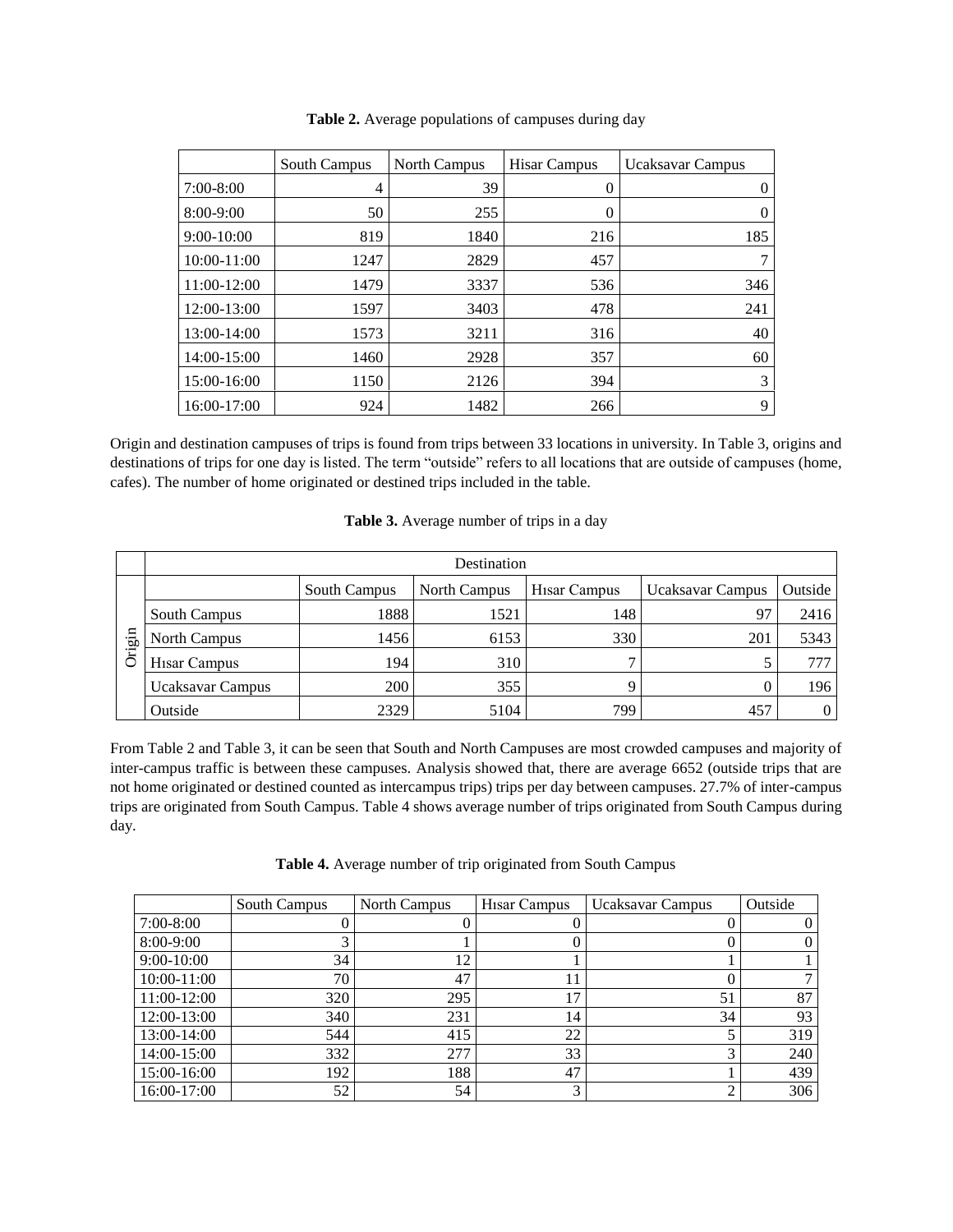**Table 2.** Average populations of campuses during day

| | South Campus | North Campus | Hisar Campus | Ucaksavar Campus |
|---|---|---|---|---|
| 7:00-8:00 | 4 | 39 | 0 | 0 |
| 8:00-9:00 | 50 | 255 | 0 | 0 |
| 9:00-10:00 | 819 | 1840 | 216 | 185 |
| 10:00-11:00 | 1247 | 2829 | 457 | 7 |
| 11:00-12:00 | 1479 | 3337 | 536 | 346 |
| 12:00-13:00 | 1597 | 3403 | 478 | 241 |
| 13:00-14:00 | 1573 | 3211 | 316 | 40 |
| 14:00-15:00 | 1460 | 2928 | 357 | 60 |
| 15:00-16:00 | 1150 | 2126 | 394 | 3 |
| 16:00-17:00 | 924 | 1482 | 266 | 9 |

Origin and destination campuses of trips is found from trips between 33 locations in university. In Table 3, origins and destinations of trips for one day is listed. The term "outside" refers to all locations that are outside of campuses (home, cafes). The number of home originated or destined trips included in the table.

**Table 3.** Average number of trips in a day

| | | Destination | | | | |
|---|---|---|---|---|---|---|
| | | South Campus | North Campus | Hısar Campus | Ucaksavar Campus | Outside |
| Origin | South Campus | 1888 | 1521 | 148 | 97 | 2416 |
| | North Campus | 1456 | 6153 | 330 | 201 | 5343 |
| | Hısar Campus | 194 | 310 | 7 | 5 | 777 |
| | Ucaksavar Campus | 200 | 355 | 9 | 0 | 196 |
| | Outside | 2329 | 5104 | 799 | 457 | 0 |

From Table 2 and Table 3, it can be seen that South and North Campuses are most crowded campuses and majority of inter-campus traffic is between these campuses. Analysis showed that, there are average 6652 (outside trips that are not home originated or destined counted as intercampus trips) trips per day between campuses. 27.7% of inter-campus trips are originated from South Campus. Table 4 shows average number of trips originated from South Campus during day.

**Table 4.** Average number of trip originated from South Campus

| | South Campus | North Campus | Hısar Campus | Ucaksavar Campus | Outside |
|---|---|---|---|---|---|
| 7:00-8:00 | 0 | 0 | 0 | 0 | 0 |
| 8:00-9:00 | 3 | 1 | 0 | 0 | 0 |
| 9:00-10:00 | 34 | 12 | 1 | 1 | 1 |
| 10:00-11:00 | 70 | 47 | 11 | 0 | 7 |
| 11:00-12:00 | 320 | 295 | 17 | 51 | 87 |
| 12:00-13:00 | 340 | 231 | 14 | 34 | 93 |
| 13:00-14:00 | 544 | 415 | 22 | 5 | 319 |
| 14:00-15:00 | 332 | 277 | 33 | 3 | 240 |
| 15:00-16:00 | 192 | 188 | 47 | 1 | 439 |
| 16:00-17:00 | 52 | 54 | 3 | 2 | 306 |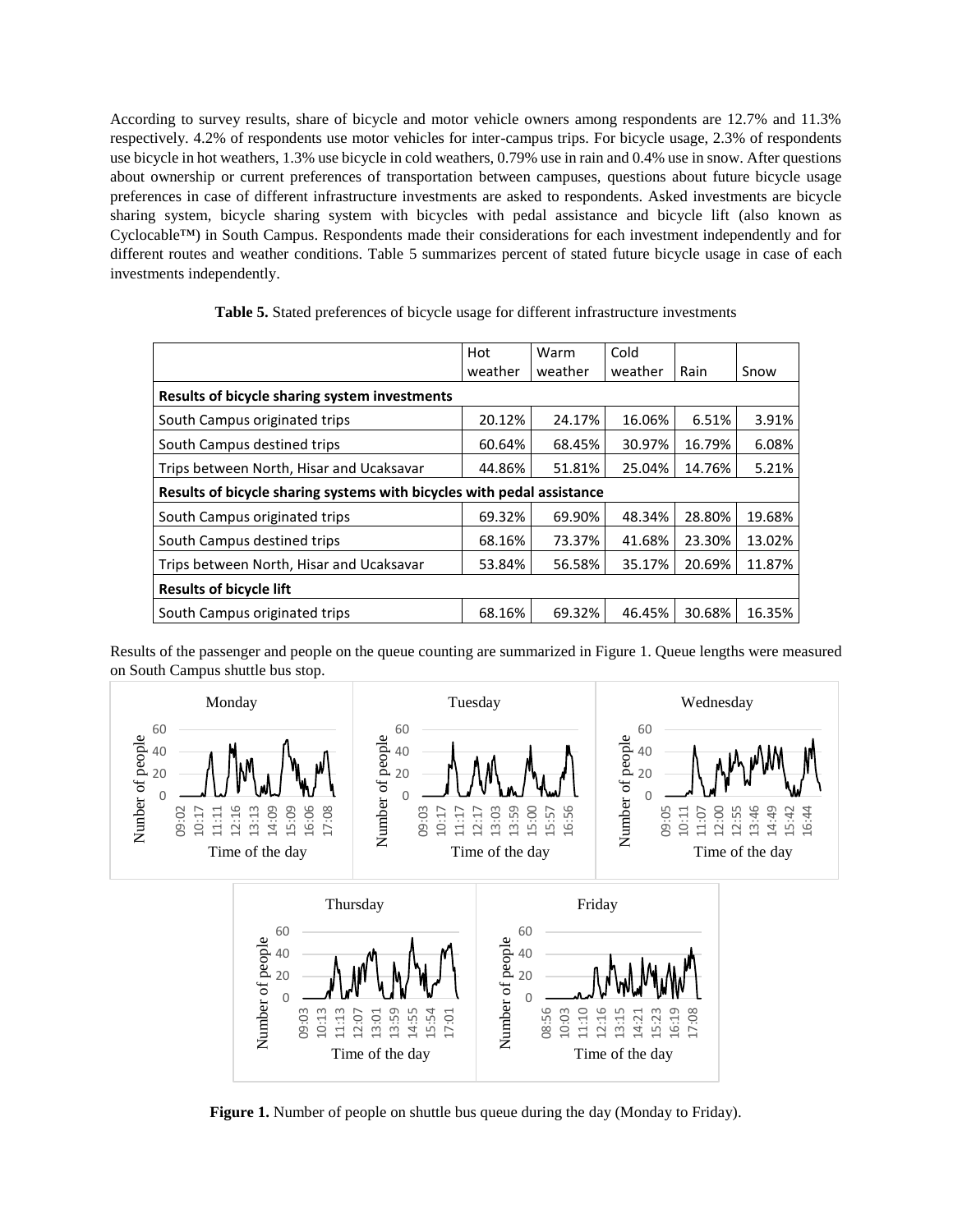According to survey results, share of bicycle and motor vehicle owners among respondents are 12.7% and 11.3% respectively. 4.2% of respondents use motor vehicles for inter-campus trips. For bicycle usage, 2.3% of respondents use bicycle in hot weathers, 1.3% use bicycle in cold weathers, 0.79% use in rain and 0.4% use in snow. After questions about ownership or current preferences of transportation between campuses, questions about future bicycle usage preferences in case of different infrastructure investments are asked to respondents. Asked investments are bicycle sharing system, bicycle sharing system with bicycles with pedal assistance and bicycle lift (also known as Cyclocable™) in South Campus. Respondents made their considerations for each investment independently and for different routes and weather conditions. Table 5 summarizes percent of stated future bicycle usage in case of each investments independently.

**Table 5.** Stated preferences of bicycle usage for different infrastructure investments

| | Hot weather | Warm weather | Cold weather | Rain | Snow |
|---|---|---|---|---|---|
| **Results of bicycle sharing system investments** | | | | | |
| South Campus originated trips | 20.12% | 24.17% | 16.06% | 6.51% | 3.91% |
| South Campus destined trips | 60.64% | 68.45% | 30.97% | 16.79% | 6.08% |
| Trips between North, Hisar and Ucaksavar | 44.86% | 51.81% | 25.04% | 14.76% | 5.21% |
| **Results of bicycle sharing systems with bicycles with pedal assistance** | | | | | |
| South Campus originated trips | 69.32% | 69.90% | 48.34% | 28.80% | 19.68% |
| South Campus destined trips | 68.16% | 73.37% | 41.68% | 23.30% | 13.02% |
| Trips between North, Hisar and Ucaksavar | 53.84% | 56.58% | 35.17% | 20.69% | 11.87% |
| **Results of bicycle lift** | | | | | |
| South Campus originated trips | 68.16% | 69.32% | 46.45% | 30.68% | 16.35% |

Results of the passenger and people on the queue counting are summarized in Figure 1. Queue lengths were measured on South Campus shuttle bus stop.

**Figure 1.** Number of people on shuttle bus queue during the day (Monday to Friday).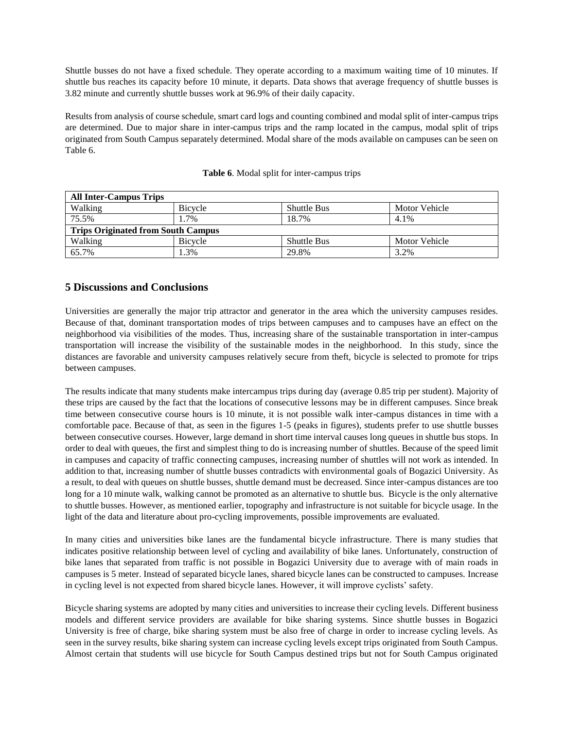Shuttle busses do not have a fixed schedule. They operate according to a maximum waiting time of 10 minutes. If shuttle bus reaches its capacity before 10 minute, it departs. Data shows that average frequency of shuttle busses is 3.82 minute and currently shuttle busses work at 96.9% of their daily capacity.

Results from analysis of course schedule, smart card logs and counting combined and modal split of inter-campus trips are determined. Due to major share in inter-campus trips and the ramp located in the campus, modal split of trips originated from South Campus separately determined. Modal share of the mods available on campuses can be seen on Table 6.

**Table 6**. Modal split for inter-campus trips

| **All Inter-Campus Trips** | | | |
|---|---|---|---|
| Walking | Bicycle | Shuttle Bus | Motor Vehicle |
| 75.5% | 1.7% | 18.7% | 4.1% |
| **Trips Originated from South Campus** | | | |
| Walking | Bicycle | Shuttle Bus | Motor Vehicle |
| 65.7% | 1.3% | 29.8% | 3.2% |

## 5 Discussions and Conclusions

Universities are generally the major trip attractor and generator in the area which the university campuses resides. Because of that, dominant transportation modes of trips between campuses and to campuses have an effect on the neighborhood via visibilities of the modes. Thus, increasing share of the sustainable transportation in inter-campus transportation will increase the visibility of the sustainable modes in the neighborhood. In this study, since the distances are favorable and university campuses relatively secure from theft, bicycle is selected to promote for trips between campuses.

The results indicate that many students make intercampus trips during day (average 0.85 trip per student). Majority of these trips are caused by the fact that the locations of consecutive lessons may be in different campuses. Since break time between consecutive course hours is 10 minute, it is not possible walk inter-campus distances in time with a comfortable pace. Because of that, as seen in the figures 1-5 (peaks in figures), students prefer to use shuttle busses between consecutive courses. However, large demand in short time interval causes long queues in shuttle bus stops. In order to deal with queues, the first and simplest thing to do is increasing number of shuttles. Because of the speed limit in campuses and capacity of traffic connecting campuses, increasing number of shuttles will not work as intended. In addition to that, increasing number of shuttle busses contradicts with environmental goals of Bogazici University. As a result, to deal with queues on shuttle busses, shuttle demand must be decreased. Since inter-campus distances are too long for a 10 minute walk, walking cannot be promoted as an alternative to shuttle bus. Bicycle is the only alternative to shuttle busses. However, as mentioned earlier, topography and infrastructure is not suitable for bicycle usage. In the light of the data and literature about pro-cycling improvements, possible improvements are evaluated.

In many cities and universities bike lanes are the fundamental bicycle infrastructure. There is many studies that indicates positive relationship between level of cycling and availability of bike lanes. Unfortunately, construction of bike lanes that separated from traffic is not possible in Bogazici University due to average with of main roads in campuses is 5 meter. Instead of separated bicycle lanes, shared bicycle lanes can be constructed to campuses. Increase in cycling level is not expected from shared bicycle lanes. However, it will improve cyclists' safety.

Bicycle sharing systems are adopted by many cities and universities to increase their cycling levels. Different business models and different service providers are available for bike sharing systems. Since shuttle busses in Bogazici University is free of charge, bike sharing system must be also free of charge in order to increase cycling levels. As seen in the survey results, bike sharing system can increase cycling levels except trips originated from South Campus. Almost certain that students will use bicycle for South Campus destined trips but not for South Campus originated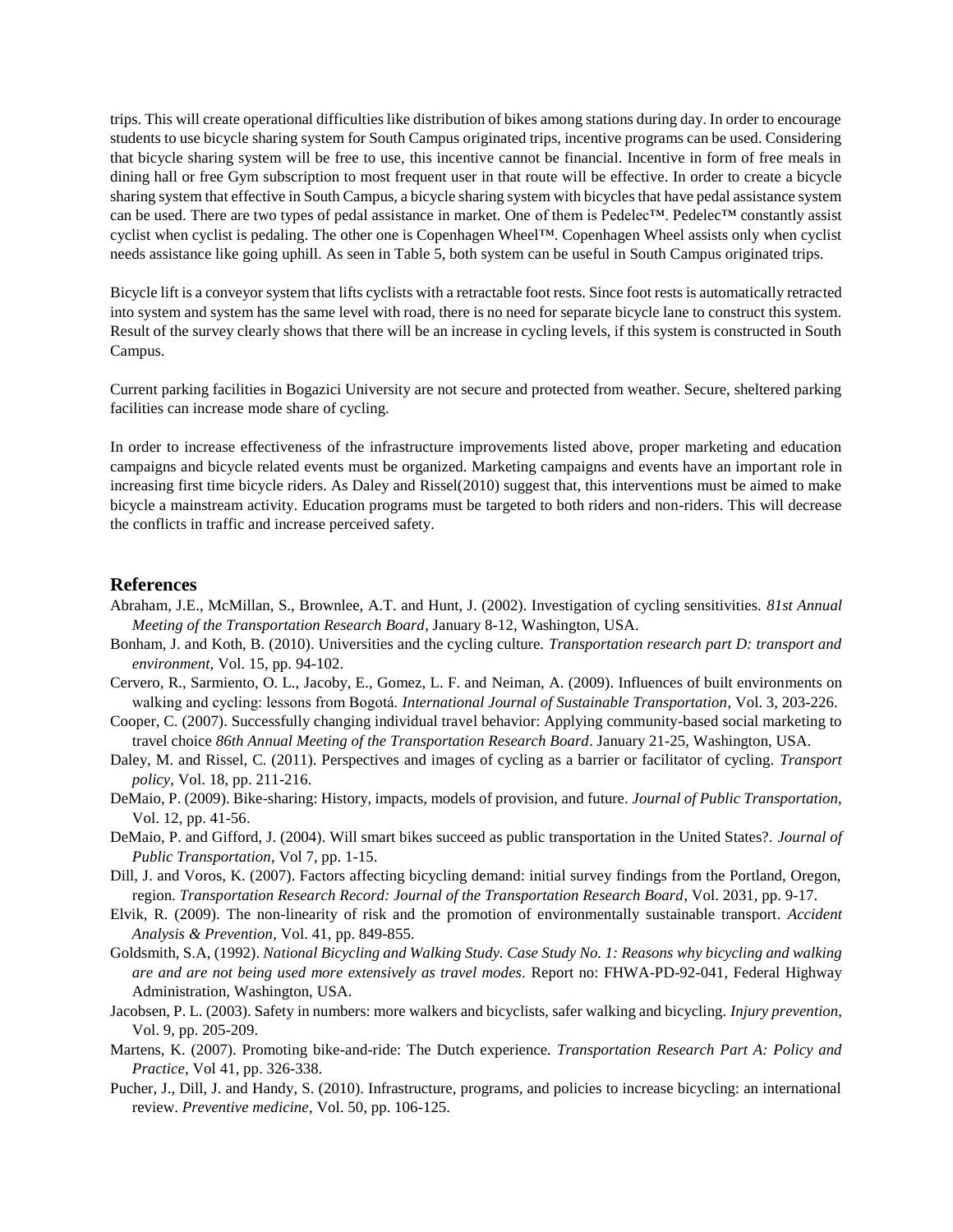trips. This will create operational difficulties like distribution of bikes among stations during day. In order to encourage students to use bicycle sharing system for South Campus originated trips, incentive programs can be used. Considering that bicycle sharing system will be free to use, this incentive cannot be financial. Incentive in form of free meals in dining hall or free Gym subscription to most frequent user in that route will be effective. In order to create a bicycle sharing system that effective in South Campus, a bicycle sharing system with bicycles that have pedal assistance system can be used. There are two types of pedal assistance in market. One of them is Pedelec™. Pedelec™ constantly assist cyclist when cyclist is pedaling. The other one is Copenhagen Wheel™. Copenhagen Wheel assists only when cyclist needs assistance like going uphill. As seen in Table 5, both system can be useful in South Campus originated trips.

Bicycle lift is a conveyor system that lifts cyclists with a retractable foot rests. Since foot rests is automatically retracted into system and system has the same level with road, there is no need for separate bicycle lane to construct this system. Result of the survey clearly shows that there will be an increase in cycling levels, if this system is constructed in South Campus.

Current parking facilities in Bogazici University are not secure and protected from weather. Secure, sheltered parking facilities can increase mode share of cycling.

In order to increase effectiveness of the infrastructure improvements listed above, proper marketing and education campaigns and bicycle related events must be organized. Marketing campaigns and events have an important role in increasing first time bicycle riders. As Daley and Rissel(2010) suggest that, this interventions must be aimed to make bicycle a mainstream activity. Education programs must be targeted to both riders and non-riders. This will decrease the conflicts in traffic and increase perceived safety.

## References

Abraham, J.E., McMillan, S., Brownlee, A.T. and Hunt, J. (2002). Investigation of cycling sensitivities. *81st Annual Meeting of the Transportation Research Board*, January 8-12, Washington, USA.

Bonham, J. and Koth, B. (2010). Universities and the cycling culture. *Transportation research part D: transport and environment*, Vol. 15, pp. 94-102.

Cervero, R., Sarmiento, O. L., Jacoby, E., Gomez, L. F. and Neiman, A. (2009). Influences of built environments on walking and cycling: lessons from Bogotá. *International Journal of Sustainable Transportation*, Vol. 3, 203-226.

Cooper, C. (2007). Successfully changing individual travel behavior: Applying community-based social marketing to travel choice *86th Annual Meeting of the Transportation Research Board*. January 21-25, Washington, USA.

Daley, M. and Rissel, C. (2011). Perspectives and images of cycling as a barrier or facilitator of cycling. *Transport policy*, Vol. 18, pp. 211-216.

DeMaio, P. (2009). Bike-sharing: History, impacts, models of provision, and future. *Journal of Public Transportation*, Vol. 12, pp. 41-56.

DeMaio, P. and Gifford, J. (2004). Will smart bikes succeed as public transportation in the United States?. *Journal of Public Transportation*, Vol 7, pp. 1-15.

Dill, J. and Voros, K. (2007). Factors affecting bicycling demand: initial survey findings from the Portland, Oregon, region. *Transportation Research Record: Journal of the Transportation Research Board*, Vol. 2031, pp. 9-17.

Elvik, R. (2009). The non-linearity of risk and the promotion of environmentally sustainable transport. *Accident Analysis & Prevention*, Vol. 41, pp. 849-855.

Goldsmith, S.A, (1992). *National Bicycling and Walking Study. Case Study No. 1: Reasons why bicycling and walking are and are not being used more extensively as travel modes*. Report no: FHWA-PD-92-041, Federal Highway Administration, Washington, USA.

Jacobsen, P. L. (2003). Safety in numbers: more walkers and bicyclists, safer walking and bicycling. *Injury prevention*, Vol. 9, pp. 205-209.

Martens, K. (2007). Promoting bike-and-ride: The Dutch experience. *Transportation Research Part A: Policy and Practice*, Vol 41, pp. 326-338.

Pucher, J., Dill, J. and Handy, S. (2010). Infrastructure, programs, and policies to increase bicycling: an international review. *Preventive medicine*, Vol. 50, pp. 106-125.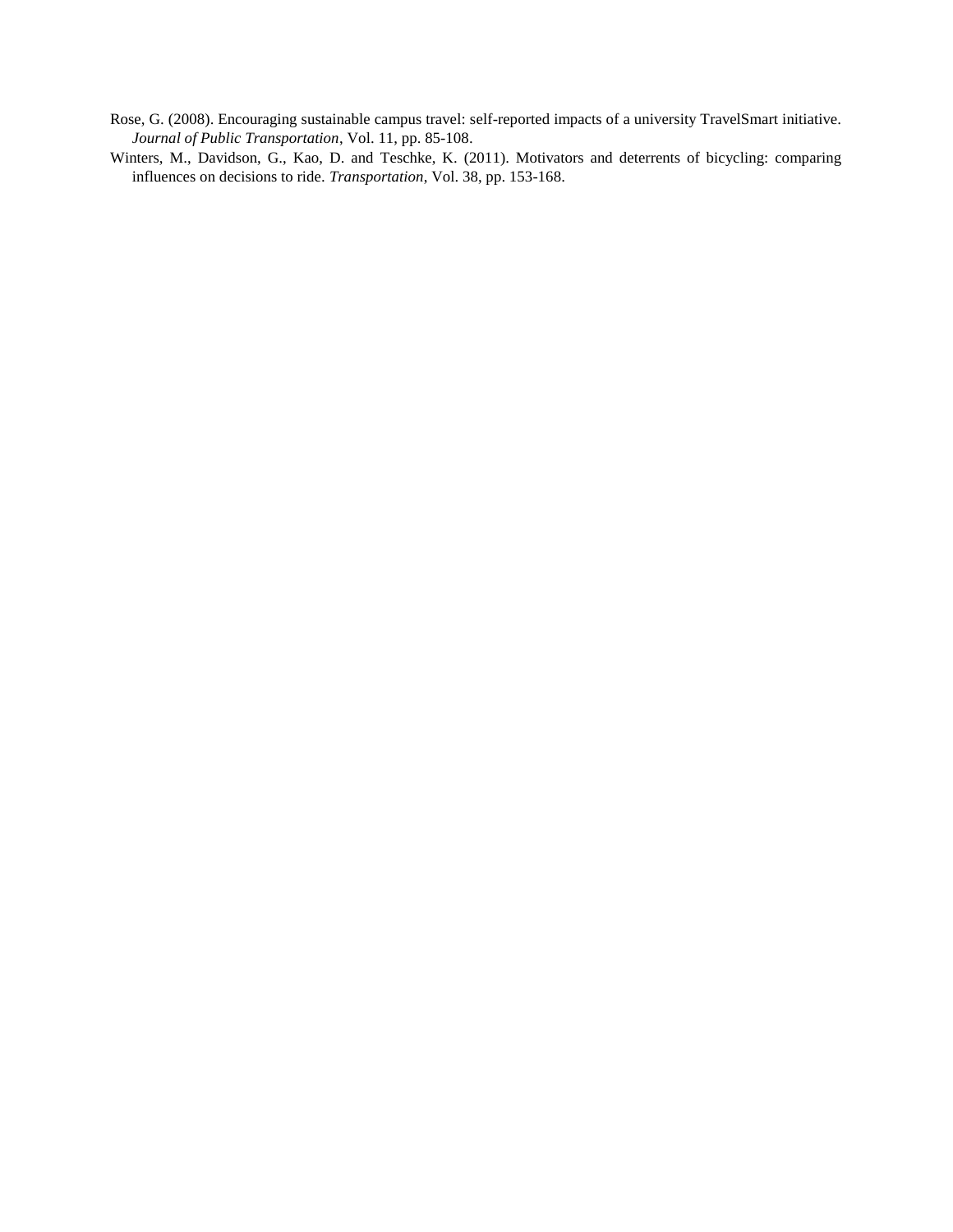Rose, G. (2008). Encouraging sustainable campus travel: self-reported impacts of a university TravelSmart initiative. *Journal of Public Transportation*, Vol. 11, pp. 85-108.

Winters, M., Davidson, G., Kao, D. and Teschke, K. (2011). Motivators and deterrents of bicycling: comparing influences on decisions to ride. *Transportation*, Vol. 38, pp. 153-168.